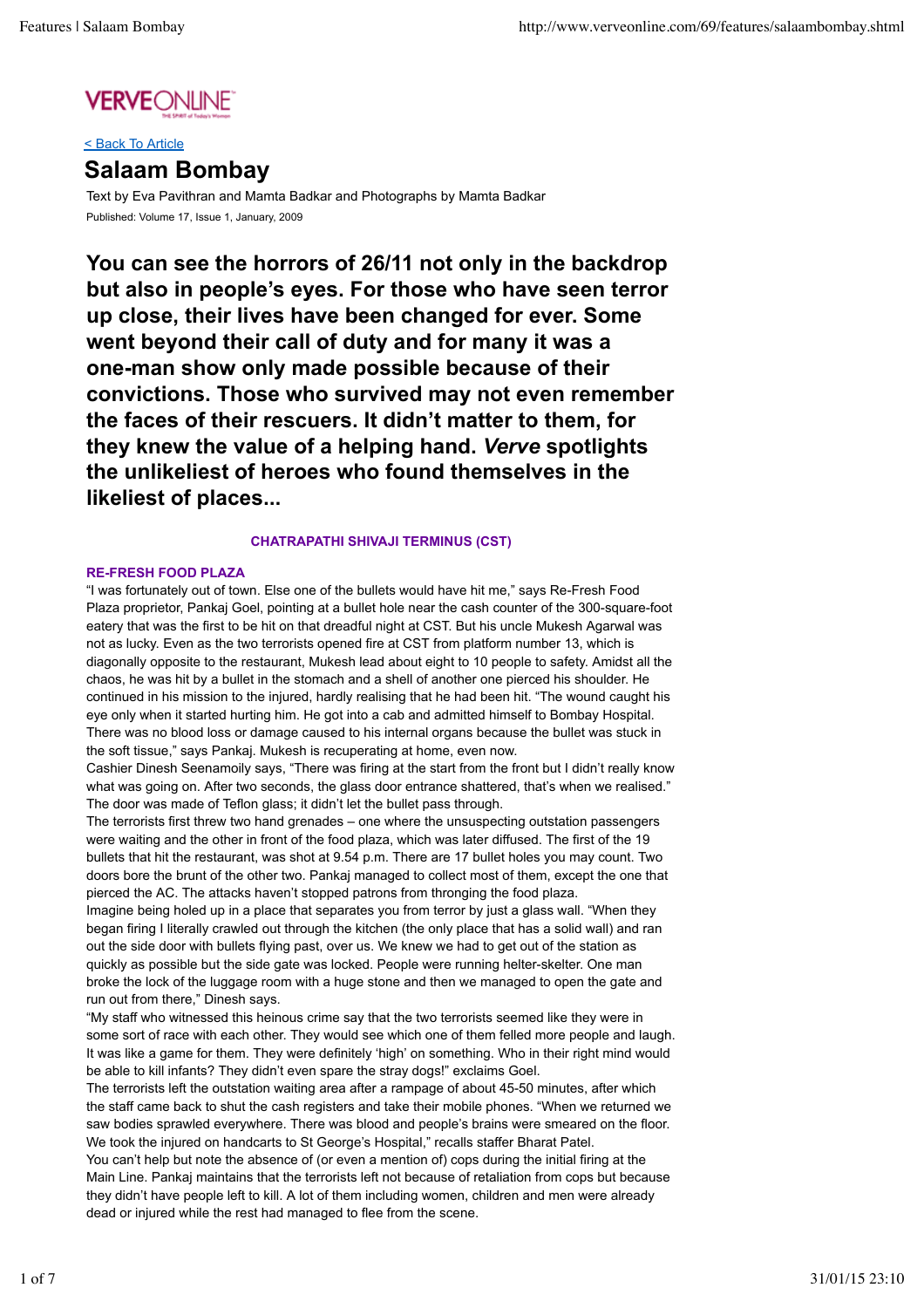VERVEONLINE

< Back To Article

# Salaam Bombay

Text by Eva Pavithran and Mamta Badkar and Photographs by Mamta Badkar

Published: Volume 17, Issue 1, January, 2009

**You can see the horrors of 26/11 not only in the backdrop but also in people's eyes. For those who have seen terror up close, their lives have been changed for ever. Some went beyond their call of duty and for many it was a one-man show only made possible because of their convictions. Those who survived may not even remember the faces of their rescuers. It didn't matter to them, for they knew the value of a helping hand. *Verve* spotlights the unlikeliest of heroes who found themselves in the likeliest of places...**

## CHATRAPATHI SHIVAJI TERMINUS (CST)

### RE-FRESH FOOD PLAZA

"I was fortunately out of town. Else one of the bullets would have hit me," says Re-Fresh Food Plaza proprietor, Pankaj Goel, pointing at a bullet hole near the cash counter of the 300-square-foot eatery that was the first to be hit on that dreadful night at CST. But his uncle Mukesh Agarwal was not as lucky. Even as the two terrorists opened fire at CST from platform number 13, which is diagonally opposite to the restaurant, Mukesh lead about eight to 10 people to safety. Amidst all the chaos, he was hit by a bullet in the stomach and a shell of another one pierced his shoulder. He continued in his mission to the injured, hardly realising that he had been hit. "The wound caught his eye only when it started hurting him. He got into a cab and admitted himself to Bombay Hospital. There was no blood loss or damage caused to his internal organs because the bullet was stuck in the soft tissue," says Pankaj. Mukesh is recuperating at home, even now.

Cashier Dinesh Seenamoily says, "There was firing at the start from the front but I didn't really know what was going on. After two seconds, the glass door entrance shattered, that's when we realised." The door was made of Teflon glass; it didn't let the bullet pass through.

The terrorists first threw two hand grenades – one where the unsuspecting outstation passengers were waiting and the other in front of the food plaza, which was later diffused. The first of the 19 bullets that hit the restaurant, was shot at 9.54 p.m. There are 17 bullet holes you may count. Two doors bore the brunt of the other two. Pankaj managed to collect most of them, except the one that pierced the AC. The attacks haven't stopped patrons from thronging the food plaza.

Imagine being holed up in a place that separates you from terror by just a glass wall. "When they began firing I literally crawled out through the kitchen (the only place that has a solid wall) and ran out the side door with bullets flying past, over us. We knew we had to get out of the station as quickly as possible but the side gate was locked. People were running helter-skelter. One man broke the lock of the luggage room with a huge stone and then we managed to open the gate and run out from there," Dinesh says.

"My staff who witnessed this heinous crime say that the two terrorists seemed like they were in some sort of race with each other. They would see which one of them felled more people and laugh. It was like a game for them. They were definitely 'high' on something. Who in their right mind would be able to kill infants? They didn't even spare the stray dogs!" exclaims Goel.

The terrorists left the outstation waiting area after a rampage of about 45-50 minutes, after which the staff came back to shut the cash registers and take their mobile phones. "When we returned we saw bodies sprawled everywhere. There was blood and people's brains were smeared on the floor. We took the injured on handcarts to St George's Hospital," recalls staffer Bharat Patel.

You can't help but note the absence of (or even a mention of) cops during the initial firing at the Main Line. Pankaj maintains that the terrorists left not because of retaliation from cops but because they didn't have people left to kill. A lot of them including women, children and men were already dead or injured while the rest had managed to flee from the scene.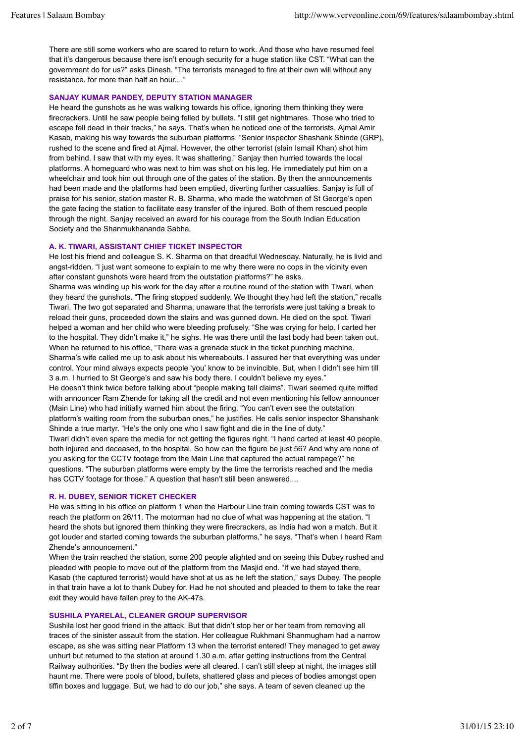There are still some workers who are scared to return to work. And those who have resumed feel that it's dangerous because there isn't enough security for a huge station like CST. "What can the government do for us?" asks Dinesh. "The terrorists managed to fire at their own will without any resistance, for more than half an hour...."

### SANJAY KUMAR PANDEY, DEPUTY STATION MANAGER

He heard the gunshots as he was walking towards his office, ignoring them thinking they were firecrackers. Until he saw people being felled by bullets. "I still get nightmares. Those who tried to escape fell dead in their tracks," he says. That's when he noticed one of the terrorists, Ajmal Amir Kasab, making his way towards the suburban platforms. "Senior inspector Shashank Shinde (GRP), rushed to the scene and fired at Ajmal. However, the other terrorist (slain Ismail Khan) shot him from behind. I saw that with my eyes. It was shattering." Sanjay then hurried towards the local platforms. A homeguard who was next to him was shot on his leg. He immediately put him on a wheelchair and took him out through one of the gates of the station. By then the announcements had been made and the platforms had been emptied, diverting further casualties. Sanjay is full of praise for his senior, station master R. B. Sharma, who made the watchmen of St George's open the gate facing the station to facilitate easy transfer of the injured. Both of them rescued people through the night. Sanjay received an award for his courage from the South Indian Education Society and the Shanmukhananda Sabha.

### A. K. TIWARI, ASSISTANT CHIEF TICKET INSPECTOR

He lost his friend and colleague S. K. Sharma on that dreadful Wednesday. Naturally, he is livid and angst-ridden. "I just want someone to explain to me why there were no cops in the vicinity even after constant gunshots were heard from the outstation platforms?" he asks.

Sharma was winding up his work for the day after a routine round of the station with Tiwari, when they heard the gunshots. "The firing stopped suddenly. We thought they had left the station," recalls Tiwari. The two got separated and Sharma, unaware that the terrorists were just taking a break to reload their guns, proceeded down the stairs and was gunned down. He died on the spot. Tiwari helped a woman and her child who were bleeding profusely. "She was crying for help. I carted her to the hospital. They didn't make it," he sighs. He was there until the last body had been taken out. When he returned to his office, "There was a grenade stuck in the ticket punching machine. Sharma's wife called me up to ask about his whereabouts. I assured her that everything was under control. Your mind always expects people 'you' know to be invincible. But, when I didn't see him till 3 a.m. I hurried to St George's and saw his body there. I couldn't believe my eyes."

He doesn't think twice before talking about "people making tall claims". Tiwari seemed quite miffed with announcer Ram Zhende for taking all the credit and not even mentioning his fellow announcer (Main Line) who had initially warned him about the firing. "You can't even see the outstation platform's waiting room from the suburban ones," he justifies. He calls senior inspector Shanshank Shinde a true martyr. "He's the only one who I saw fight and die in the line of duty."

Tiwari didn't even spare the media for not getting the figures right. "I hand carted at least 40 people, both injured and deceased, to the hospital. So how can the figure be just 56? And why are none of you asking for the CCTV footage from the Main Line that captured the actual rampage?" he questions. "The suburban platforms were empty by the time the terrorists reached and the media has CCTV footage for those." A question that hasn't still been answered....

### R. H. DUBEY, SENIOR TICKET CHECKER

He was sitting in his office on platform 1 when the Harbour Line train coming towards CST was to reach the platform on 26/11. The motorman had no clue of what was happening at the station. "I heard the shots but ignored them thinking they were firecrackers, as India had won a match. But it got louder and started coming towards the suburban platforms," he says. "That's when I heard Ram Zhende's announcement."

When the train reached the station, some 200 people alighted and on seeing this Dubey rushed and pleaded with people to move out of the platform from the Masjid end. "If we had stayed there, Kasab (the captured terrorist) would have shot at us as he left the station," says Dubey. The people in that train have a lot to thank Dubey for. Had he not shouted and pleaded to them to take the rear exit they would have fallen prey to the AK-47s.

### SUSHILA PYARELAL, CLEANER GROUP SUPERVISOR

Sushila lost her good friend in the attack. But that didn't stop her or her team from removing all traces of the sinister assault from the station. Her colleague Rukhmani Shanmugham had a narrow escape, as she was sitting near Platform 13 when the terrorist entered! They managed to get away unhurt but returned to the station at around 1.30 a.m. after getting instructions from the Central Railway authorities. "By then the bodies were all cleared. I can't still sleep at night, the images still haunt me. There were pools of blood, bullets, shattered glass and pieces of bodies amongst open tiffin boxes and luggage. But, we had to do our job," she says. A team of seven cleaned up the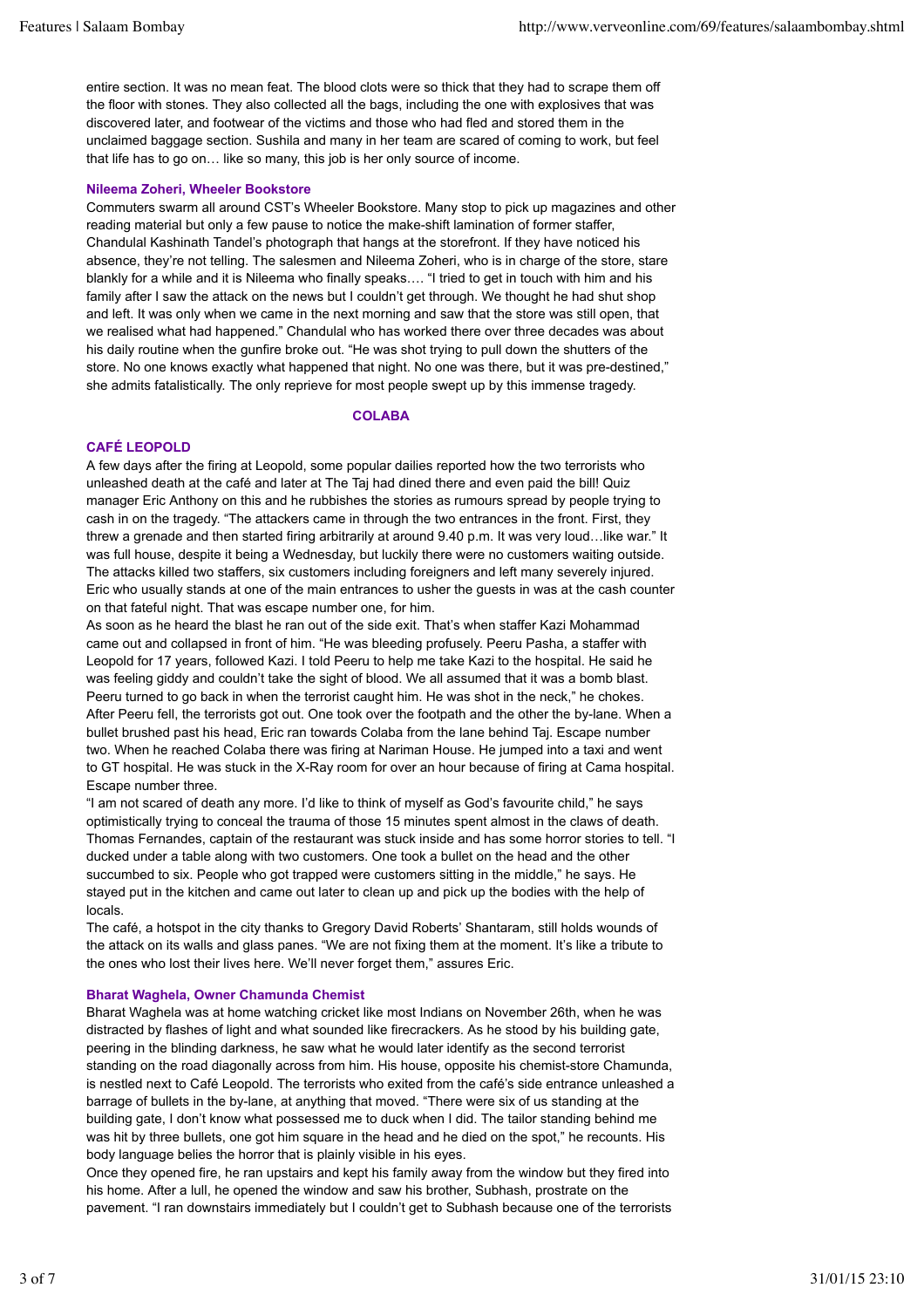entire section. It was no mean feat. The blood clots were so thick that they had to scrape them off the floor with stones. They also collected all the bags, including the one with explosives that was discovered later, and footwear of the victims and those who had fled and stored them in the unclaimed baggage section. Sushila and many in her team are scared of coming to work, but feel that life has to go on… like so many, this job is her only source of income.

**Nileema Zoheri, Wheeler Bookstore**

Commuters swarm all around CST's Wheeler Bookstore. Many stop to pick up magazines and other reading material but only a few pause to notice the make-shift lamination of former staffer, Chandulal Kashinath Tandel's photograph that hangs at the storefront. If they have noticed his absence, they're not telling. The salesmen and Nileema Zoheri, who is in charge of the store, stare blankly for a while and it is Nileema who finally speaks…. "I tried to get in touch with him and his family after I saw the attack on the news but I couldn't get through. We thought he had shut shop and left. It was only when we came in the next morning and saw that the store was still open, that we realised what had happened." Chandulal who has worked there over three decades was about his daily routine when the gunfire broke out. "He was shot trying to pull down the shutters of the store. No one knows exactly what happened that night. No one was there, but it was pre-destined," she admits fatalistically. The only reprieve for most people swept up by this immense tragedy.

## COLABA

**CAFÉ LEOPOLD**

A few days after the firing at Leopold, some popular dailies reported how the two terrorists who unleashed death at the café and later at The Taj had dined there and even paid the bill! Quiz manager Eric Anthony on this and he rubbishes the stories as rumours spread by people trying to cash in on the tragedy. "The attackers came in through the two entrances in the front. First, they threw a grenade and then started firing arbitrarily at around 9.40 p.m. It was very loud…like war." It was full house, despite it being a Wednesday, but luckily there were no customers waiting outside. The attacks killed two staffers, six customers including foreigners and left many severely injured. Eric who usually stands at one of the main entrances to usher the guests in was at the cash counter on that fateful night. That was escape number one, for him.

As soon as he heard the blast he ran out of the side exit. That's when staffer Kazi Mohammad came out and collapsed in front of him. "He was bleeding profusely. Peeru Pasha, a staffer with Leopold for 17 years, followed Kazi. I told Peeru to help me take Kazi to the hospital. He said he was feeling giddy and couldn't take the sight of blood. We all assumed that it was a bomb blast. Peeru turned to go back in when the terrorist caught him. He was shot in the neck," he chokes. After Peeru fell, the terrorists got out. One took over the footpath and the other the by-lane. When a bullet brushed past his head, Eric ran towards Colaba from the lane behind Taj. Escape number two. When he reached Colaba there was firing at Nariman House. He jumped into a taxi and went to GT hospital. He was stuck in the X-Ray room for over an hour because of firing at Cama hospital. Escape number three.

"I am not scared of death any more. I'd like to think of myself as God's favourite child," he says optimistically trying to conceal the trauma of those 15 minutes spent almost in the claws of death. Thomas Fernandes, captain of the restaurant was stuck inside and has some horror stories to tell. "I ducked under a table along with two customers. One took a bullet on the head and the other succumbed to six. People who got trapped were customers sitting in the middle," he says. He stayed put in the kitchen and came out later to clean up and pick up the bodies with the help of locals.

The café, a hotspot in the city thanks to Gregory David Roberts' Shantaram, still holds wounds of the attack on its walls and glass panes. "We are not fixing them at the moment. It's like a tribute to the ones who lost their lives here. We'll never forget them," assures Eric.

**Bharat Waghela, Owner Chamunda Chemist**

Bharat Waghela was at home watching cricket like most Indians on November 26th, when he was distracted by flashes of light and what sounded like firecrackers. As he stood by his building gate, peering in the blinding darkness, he saw what he would later identify as the second terrorist standing on the road diagonally across from him. His house, opposite his chemist-store Chamunda, is nestled next to Café Leopold. The terrorists who exited from the café's side entrance unleashed a barrage of bullets in the by-lane, at anything that moved. "There were six of us standing at the building gate, I don't know what possessed me to duck when I did. The tailor standing behind me was hit by three bullets, one got him square in the head and he died on the spot," he recounts. His body language belies the horror that is plainly visible in his eyes.

Once they opened fire, he ran upstairs and kept his family away from the window but they fired into his home. After a lull, he opened the window and saw his brother, Subhash, prostrate on the pavement. "I ran downstairs immediately but I couldn't get to Subhash because one of the terrorists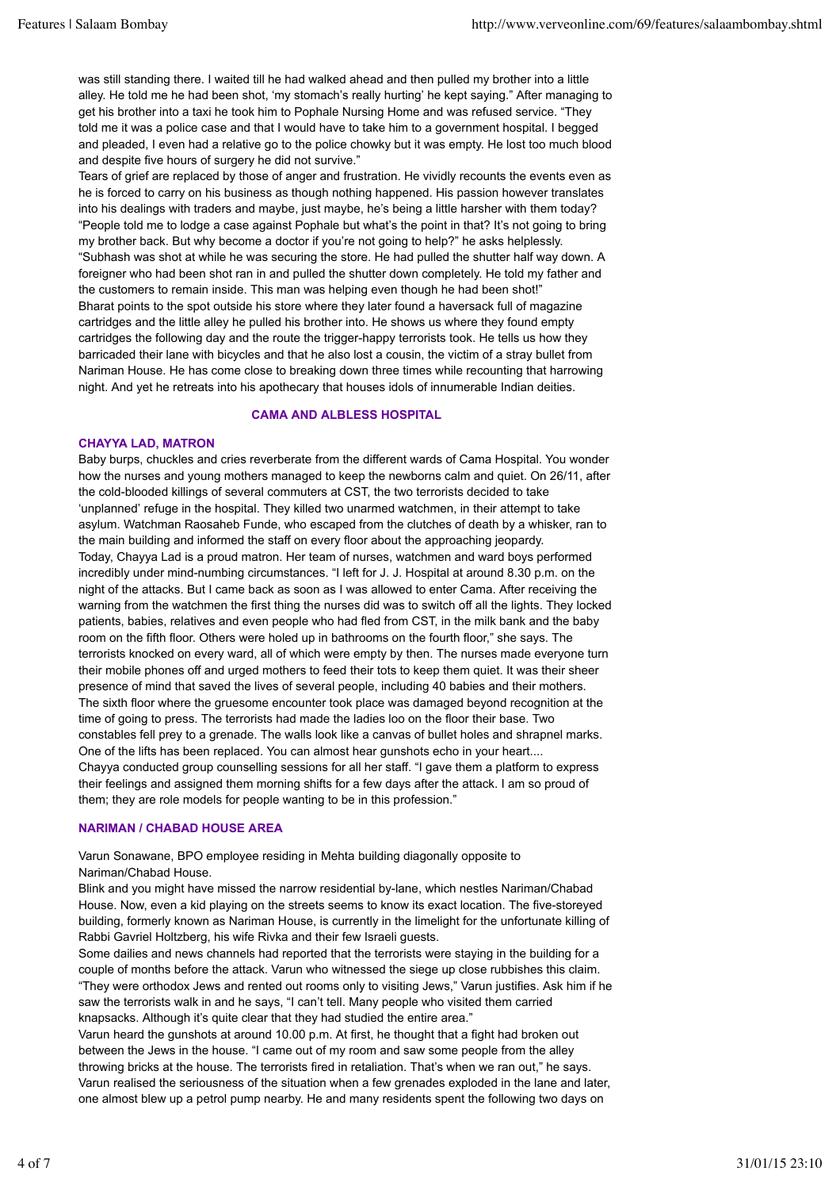was still standing there. I waited till he had walked ahead and then pulled my brother into a little alley. He told me he had been shot, 'my stomach's really hurting' he kept saying." After managing to get his brother into a taxi he took him to Pophale Nursing Home and was refused service. "They told me it was a police case and that I would have to take him to a government hospital. I begged and pleaded, I even had a relative go to the police chowky but it was empty. He lost too much blood and despite five hours of surgery he did not survive."

Tears of grief are replaced by those of anger and frustration. He vividly recounts the events even as he is forced to carry on his business as though nothing happened. His passion however translates into his dealings with traders and maybe, just maybe, he's being a little harsher with them today? "People told me to lodge a case against Pophale but what's the point in that? It's not going to bring my brother back. But why become a doctor if you're not going to help?" he asks helplessly.

"Subhash was shot at while he was securing the store. He had pulled the shutter half way down. A foreigner who had been shot ran in and pulled the shutter down completely. He told my father and the customers to remain inside. This man was helping even though he had been shot!"

Bharat points to the spot outside his store where they later found a haversack full of magazine cartridges and the little alley he pulled his brother into. He shows us where they found empty cartridges the following day and the route the trigger-happy terrorists took. He tells us how they barricaded their lane with bicycles and that he also lost a cousin, the victim of a stray bullet from Nariman House. He has come close to breaking down three times while recounting that harrowing night. And yet he retreats into his apothecary that houses idols of innumerable Indian deities.

## CAMA AND ALBLESS HOSPITAL

### CHAYYA LAD, MATRON

Baby burps, chuckles and cries reverberate from the different wards of Cama Hospital. You wonder how the nurses and young mothers managed to keep the newborns calm and quiet. On 26/11, after the cold-blooded killings of several commuters at CST, the two terrorists decided to take 'unplanned' refuge in the hospital. They killed two unarmed watchmen, in their attempt to take asylum. Watchman Raosaheb Funde, who escaped from the clutches of death by a whisker, ran to the main building and informed the staff on every floor about the approaching jeopardy.

Today, Chayya Lad is a proud matron. Her team of nurses, watchmen and ward boys performed incredibly under mind-numbing circumstances. "I left for J. J. Hospital at around 8.30 p.m. on the night of the attacks. But I came back as soon as I was allowed to enter Cama. After receiving the warning from the watchmen the first thing the nurses did was to switch off all the lights. They locked patients, babies, relatives and even people who had fled from CST, in the milk bank and the baby room on the fifth floor. Others were holed up in bathrooms on the fourth floor," she says. The terrorists knocked on every ward, all of which were empty by then. The nurses made everyone turn their mobile phones off and urged mothers to feed their tots to keep them quiet. It was their sheer presence of mind that saved the lives of several people, including 40 babies and their mothers.

The sixth floor where the gruesome encounter took place was damaged beyond recognition at the time of going to press. The terrorists had made the ladies loo on the floor their base. Two constables fell prey to a grenade. The walls look like a canvas of bullet holes and shrapnel marks. One of the lifts has been replaced. You can almost hear gunshots echo in your heart....

Chayya conducted group counselling sessions for all her staff. "I gave them a platform to express their feelings and assigned them morning shifts for a few days after the attack. I am so proud of them; they are role models for people wanting to be in this profession."

### NARIMAN / CHABAD HOUSE AREA

Varun Sonawane, BPO employee residing in Mehta building diagonally opposite to Nariman/Chabad House.

Blink and you might have missed the narrow residential by-lane, which nestles Nariman/Chabad House. Now, even a kid playing on the streets seems to know its exact location. The five-storeyed building, formerly known as Nariman House, is currently in the limelight for the unfortunate killing of Rabbi Gavriel Holtzberg, his wife Rivka and their few Israeli guests.

Some dailies and news channels had reported that the terrorists were staying in the building for a couple of months before the attack. Varun who witnessed the siege up close rubbishes this claim. "They were orthodox Jews and rented out rooms only to visiting Jews," Varun justifies. Ask him if he saw the terrorists walk in and he says, "I can't tell. Many people who visited them carried knapsacks. Although it's quite clear that they had studied the entire area."

Varun heard the gunshots at around 10.00 p.m. At first, he thought that a fight had broken out between the Jews in the house. "I came out of my room and saw some people from the alley throwing bricks at the house. The terrorists fired in retaliation. That's when we ran out," he says. Varun realised the seriousness of the situation when a few grenades exploded in the lane and later, one almost blew up a petrol pump nearby. He and many residents spent the following two days on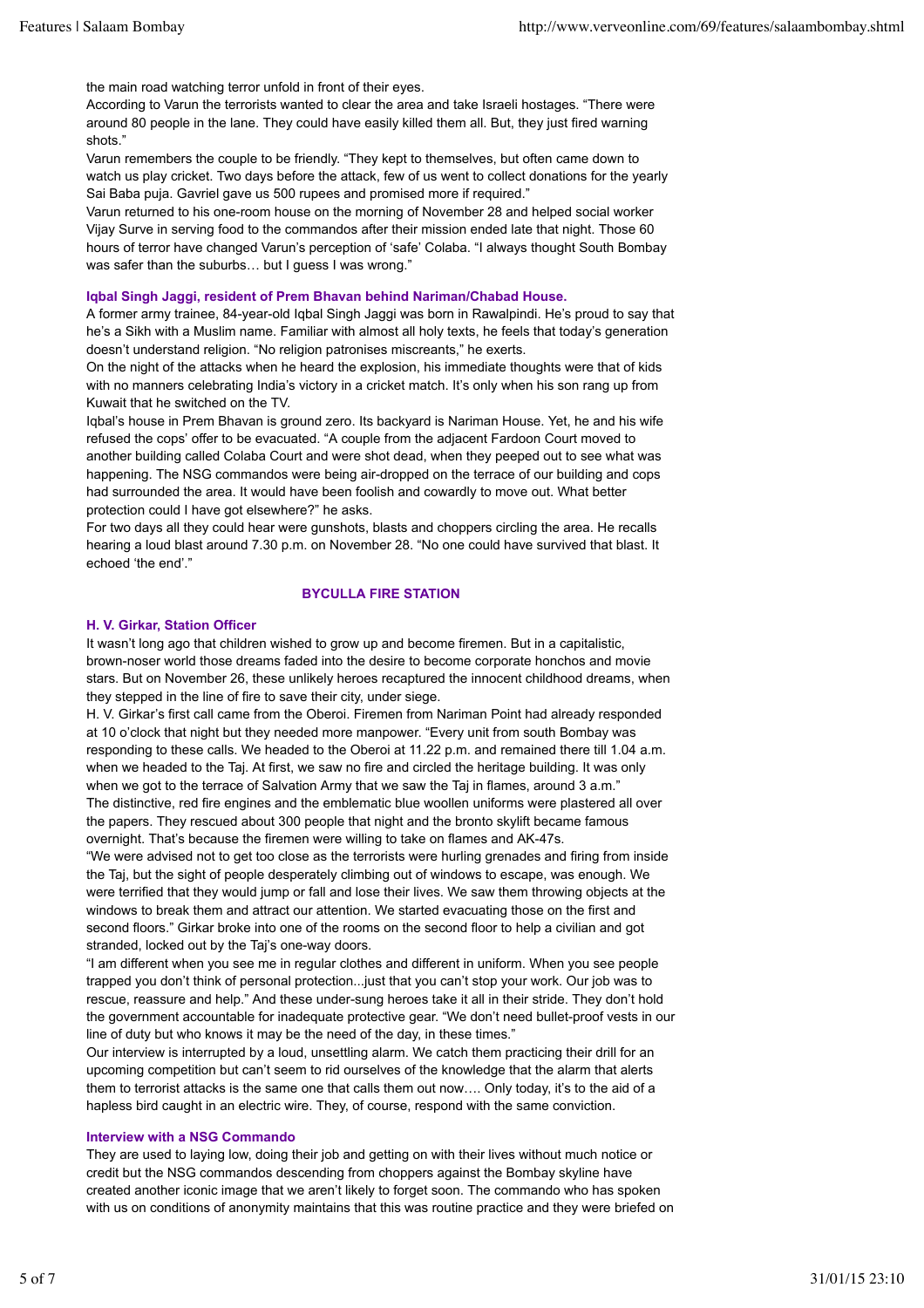the main road watching terror unfold in front of their eyes.

According to Varun the terrorists wanted to clear the area and take Israeli hostages. "There were around 80 people in the lane. They could have easily killed them all. But, they just fired warning shots."

Varun remembers the couple to be friendly. "They kept to themselves, but often came down to watch us play cricket. Two days before the attack, few of us went to collect donations for the yearly Sai Baba puja. Gavriel gave us 500 rupees and promised more if required."

Varun returned to his one-room house on the morning of November 28 and helped social worker Vijay Surve in serving food to the commandos after their mission ended late that night. Those 60 hours of terror have changed Varun's perception of 'safe' Colaba. "I always thought South Bombay was safer than the suburbs… but I guess I was wrong."

**Iqbal Singh Jaggi, resident of Prem Bhavan behind Nariman/Chabad House.**

A former army trainee, 84-year-old Iqbal Singh Jaggi was born in Rawalpindi. He's proud to say that he's a Sikh with a Muslim name. Familiar with almost all holy texts, he feels that today's generation doesn't understand religion. "No religion patronises miscreants," he exerts.

On the night of the attacks when he heard the explosion, his immediate thoughts were that of kids with no manners celebrating India's victory in a cricket match. It's only when his son rang up from Kuwait that he switched on the TV.

Iqbal's house in Prem Bhavan is ground zero. Its backyard is Nariman House. Yet, he and his wife refused the cops' offer to be evacuated. "A couple from the adjacent Fardoon Court moved to another building called Colaba Court and were shot dead, when they peeped out to see what was happening. The NSG commandos were being air-dropped on the terrace of our building and cops had surrounded the area. It would have been foolish and cowardly to move out. What better protection could I have got elsewhere?" he asks.

For two days all they could hear were gunshots, blasts and choppers circling the area. He recalls hearing a loud blast around 7.30 p.m. on November 28. "No one could have survived that blast. It echoed 'the end'."

## BYCULLA FIRE STATION

**H. V. Girkar, Station Officer**

It wasn't long ago that children wished to grow up and become firemen. But in a capitalistic, brown-noser world those dreams faded into the desire to become corporate honchos and movie stars. But on November 26, these unlikely heroes recaptured the innocent childhood dreams, when they stepped in the line of fire to save their city, under siege.

H. V. Girkar's first call came from the Oberoi. Firemen from Nariman Point had already responded at 10 o'clock that night but they needed more manpower. "Every unit from south Bombay was responding to these calls. We headed to the Oberoi at 11.22 p.m. and remained there till 1.04 a.m. when we headed to the Taj. At first, we saw no fire and circled the heritage building. It was only when we got to the terrace of Salvation Army that we saw the Taj in flames, around 3 a.m."

The distinctive, red fire engines and the emblematic blue woollen uniforms were plastered all over the papers. They rescued about 300 people that night and the bronto skylift became famous overnight. That's because the firemen were willing to take on flames and AK-47s.

"We were advised not to get too close as the terrorists were hurling grenades and firing from inside the Taj, but the sight of people desperately climbing out of windows to escape, was enough. We were terrified that they would jump or fall and lose their lives. We saw them throwing objects at the windows to break them and attract our attention. We started evacuating those on the first and second floors." Girkar broke into one of the rooms on the second floor to help a civilian and got stranded, locked out by the Taj's one-way doors.

"I am different when you see me in regular clothes and different in uniform. When you see people trapped you don't think of personal protection...just that you can't stop your work. Our job was to rescue, reassure and help." And these under-sung heroes take it all in their stride. They don't hold the government accountable for inadequate protective gear. "We don't need bullet-proof vests in our line of duty but who knows it may be the need of the day, in these times."

Our interview is interrupted by a loud, unsettling alarm. We catch them practicing their drill for an upcoming competition but can't seem to rid ourselves of the knowledge that the alarm that alerts them to terrorist attacks is the same one that calls them out now…. Only today, it's to the aid of a hapless bird caught in an electric wire. They, of course, respond with the same conviction.

**Interview with a NSG Commando**

They are used to laying low, doing their job and getting on with their lives without much notice or credit but the NSG commandos descending from choppers against the Bombay skyline have created another iconic image that we aren't likely to forget soon. The commando who has spoken with us on conditions of anonymity maintains that this was routine practice and they were briefed on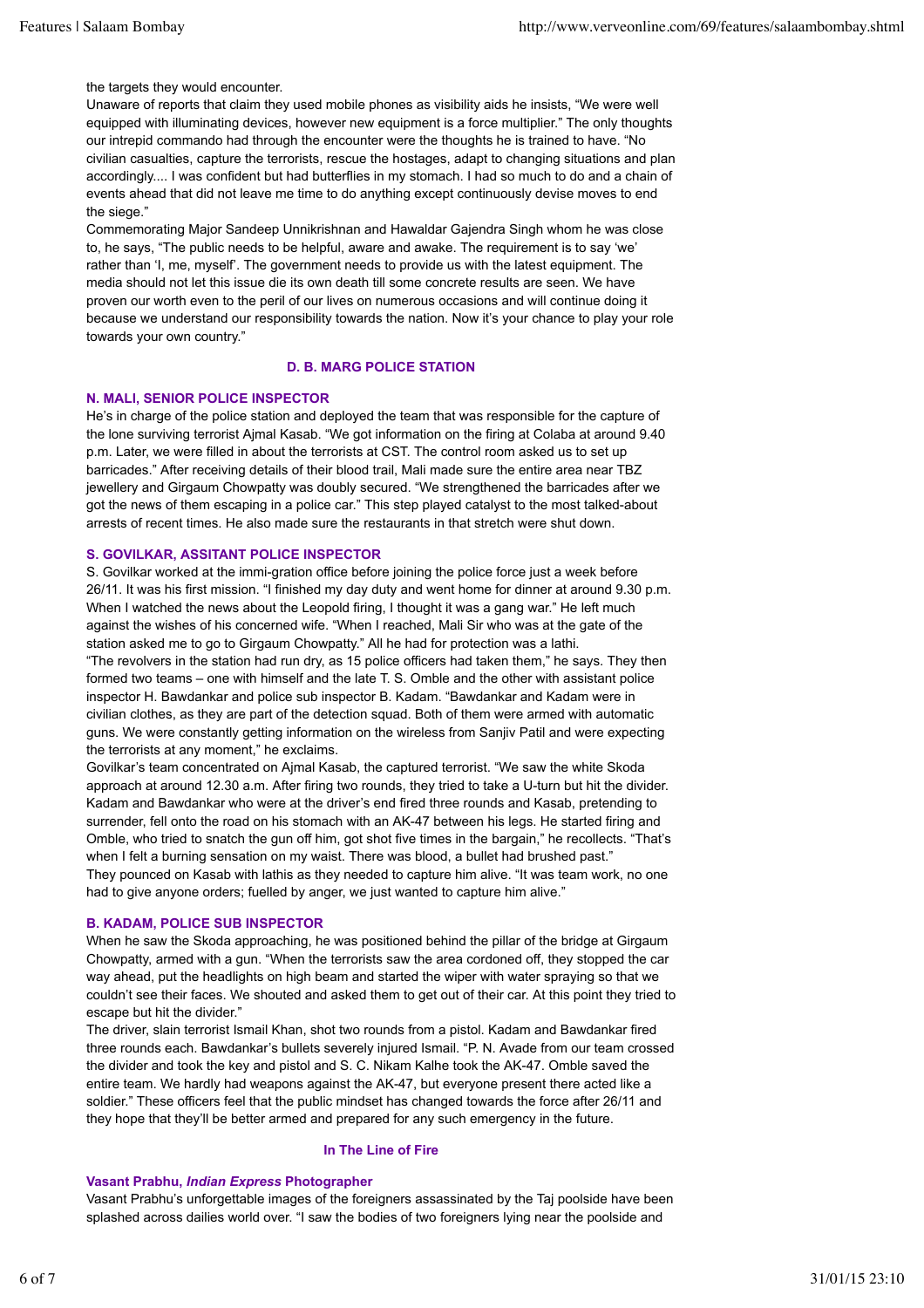the targets they would encounter.

Unaware of reports that claim they used mobile phones as visibility aids he insists, "We were well equipped with illuminating devices, however new equipment is a force multiplier." The only thoughts our intrepid commando had through the encounter were the thoughts he is trained to have. "No civilian casualties, capture the terrorists, rescue the hostages, adapt to changing situations and plan accordingly.... I was confident but had butterflies in my stomach. I had so much to do and a chain of events ahead that did not leave me time to do anything except continuously devise moves to end the siege."

Commemorating Major Sandeep Unnikrishnan and Hawaldar Gajendra Singh whom he was close to, he says, "The public needs to be helpful, aware and awake. The requirement is to say 'we' rather than 'I, me, myself'. The government needs to provide us with the latest equipment. The media should not let this issue die its own death till some concrete results are seen. We have proven our worth even to the peril of our lives on numerous occasions and will continue doing it because we understand our responsibility towards the nation. Now it's your chance to play your role towards your own country."

## D. B. MARG POLICE STATION

### N. MALI, SENIOR POLICE INSPECTOR

He's in charge of the police station and deployed the team that was responsible for the capture of the lone surviving terrorist Ajmal Kasab. "We got information on the firing at Colaba at around 9.40 p.m. Later, we were filled in about the terrorists at CST. The control room asked us to set up barricades." After receiving details of their blood trail, Mali made sure the entire area near TBZ jewellery and Girgaum Chowpatty was doubly secured. "We strengthened the barricades after we got the news of them escaping in a police car." This step played catalyst to the most talked-about arrests of recent times. He also made sure the restaurants in that stretch were shut down.

### S. GOVILKAR, ASSITANT POLICE INSPECTOR

S. Govilkar worked at the immi-gration office before joining the police force just a week before 26/11. It was his first mission. "I finished my day duty and went home for dinner at around 9.30 p.m. When I watched the news about the Leopold firing, I thought it was a gang war." He left much against the wishes of his concerned wife. "When I reached, Mali Sir who was at the gate of the station asked me to go to Girgaum Chowpatty." All he had for protection was a lathi.

"The revolvers in the station had run dry, as 15 police officers had taken them," he says. They then formed two teams – one with himself and the late T. S. Omble and the other with assistant police inspector H. Bawdankar and police sub inspector B. Kadam. "Bawdankar and Kadam were in civilian clothes, as they are part of the detection squad. Both of them were armed with automatic guns. We were constantly getting information on the wireless from Sanjiv Patil and were expecting the terrorists at any moment," he exclaims.

Govilkar's team concentrated on Ajmal Kasab, the captured terrorist. "We saw the white Skoda approach at around 12.30 a.m. After firing two rounds, they tried to take a U-turn but hit the divider. Kadam and Bawdankar who were at the driver's end fired three rounds and Kasab, pretending to surrender, fell onto the road on his stomach with an AK-47 between his legs. He started firing and Omble, who tried to snatch the gun off him, got shot five times in the bargain," he recollects. "That's when I felt a burning sensation on my waist. There was blood, a bullet had brushed past."

They pounced on Kasab with lathis as they needed to capture him alive. "It was team work, no one had to give anyone orders; fuelled by anger, we just wanted to capture him alive."

### B. KADAM, POLICE SUB INSPECTOR

When he saw the Skoda approaching, he was positioned behind the pillar of the bridge at Girgaum Chowpatty, armed with a gun. "When the terrorists saw the area cordoned off, they stopped the car way ahead, put the headlights on high beam and started the wiper with water spraying so that we couldn't see their faces. We shouted and asked them to get out of their car. At this point they tried to escape but hit the divider."

The driver, slain terrorist Ismail Khan, shot two rounds from a pistol. Kadam and Bawdankar fired three rounds each. Bawdankar's bullets severely injured Ismail. "P. N. Avade from our team crossed the divider and took the key and pistol and S. C. Nikam Kalhe took the AK-47. Omble saved the entire team. We hardly had weapons against the AK-47, but everyone present there acted like a soldier." These officers feel that the public mindset has changed towards the force after 26/11 and they hope that they'll be better armed and prepared for any such emergency in the future.

## In The Line of Fire

### Vasant Prabhu, *Indian Express* Photographer

Vasant Prabhu's unforgettable images of the foreigners assassinated by the Taj poolside have been splashed across dailies world over. "I saw the bodies of two foreigners lying near the poolside and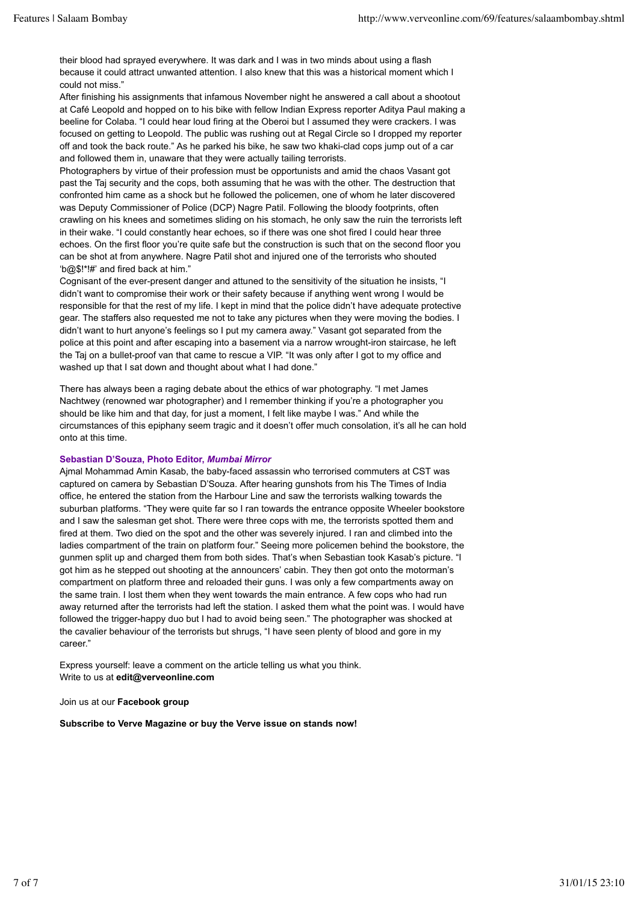their blood had sprayed everywhere. It was dark and I was in two minds about using a flash because it could attract unwanted attention. I also knew that this was a historical moment which I could not miss."

After finishing his assignments that infamous November night he answered a call about a shootout at Café Leopold and hopped on to his bike with fellow Indian Express reporter Aditya Paul making a beeline for Colaba. "I could hear loud firing at the Oberoi but I assumed they were crackers. I was focused on getting to Leopold. The public was rushing out at Regal Circle so I dropped my reporter off and took the back route." As he parked his bike, he saw two khaki-clad cops jump out of a car and followed them in, unaware that they were actually tailing terrorists.

Photographers by virtue of their profession must be opportunists and amid the chaos Vasant got past the Taj security and the cops, both assuming that he was with the other. The destruction that confronted him came as a shock but he followed the policemen, one of whom he later discovered was Deputy Commissioner of Police (DCP) Nagre Patil. Following the bloody footprints, often crawling on his knees and sometimes sliding on his stomach, he only saw the ruin the terrorists left in their wake. "I could constantly hear echoes, so if there was one shot fired I could hear three echoes. On the first floor you're quite safe but the construction is such that on the second floor you can be shot at from anywhere. Nagre Patil shot and injured one of the terrorists who shouted 'b@$!*!#' and fired back at him."

Cognisant of the ever-present danger and attuned to the sensitivity of the situation he insists, "I didn't want to compromise their work or their safety because if anything went wrong I would be responsible for that the rest of my life. I kept in mind that the police didn't have adequate protective gear. The staffers also requested me not to take any pictures when they were moving the bodies. I didn't want to hurt anyone's feelings so I put my camera away." Vasant got separated from the police at this point and after escaping into a basement via a narrow wrought-iron staircase, he left the Taj on a bullet-proof van that came to rescue a VIP. "It was only after I got to my office and washed up that I sat down and thought about what I had done."

There has always been a raging debate about the ethics of war photography. "I met James Nachtwey (renowned war photographer) and I remember thinking if you're a photographer you should be like him and that day, for just a moment, I felt like maybe I was." And while the circumstances of this epiphany seem tragic and it doesn't offer much consolation, it's all he can hold onto at this time.

**Sebastian D'Souza, Photo Editor, *Mumbai Mirror***

Ajmal Mohammad Amin Kasab, the baby-faced assassin who terrorised commuters at CST was captured on camera by Sebastian D'Souza. After hearing gunshots from his The Times of India office, he entered the station from the Harbour Line and saw the terrorists walking towards the suburban platforms. "They were quite far so I ran towards the entrance opposite Wheeler bookstore and I saw the salesman get shot. There were three cops with me, the terrorists spotted them and fired at them. Two died on the spot and the other was severely injured. I ran and climbed into the ladies compartment of the train on platform four." Seeing more policemen behind the bookstore, the gunmen split up and charged them from both sides. That's when Sebastian took Kasab's picture. "I got him as he stepped out shooting at the announcers' cabin. They then got onto the motorman's compartment on platform three and reloaded their guns. I was only a few compartments away on the same train. I lost them when they went towards the main entrance. A few cops who had run away returned after the terrorists had left the station. I asked them what the point was. I would have followed the trigger-happy duo but I had to avoid being seen." The photographer was shocked at the cavalier behaviour of the terrorists but shrugs, "I have seen plenty of blood and gore in my career."

Express yourself: leave a comment on the article telling us what you think.
Write to us at **edit@verveonline.com**

Join us at our **Facebook group**

**Subscribe to Verve Magazine or buy the Verve issue on stands now!**